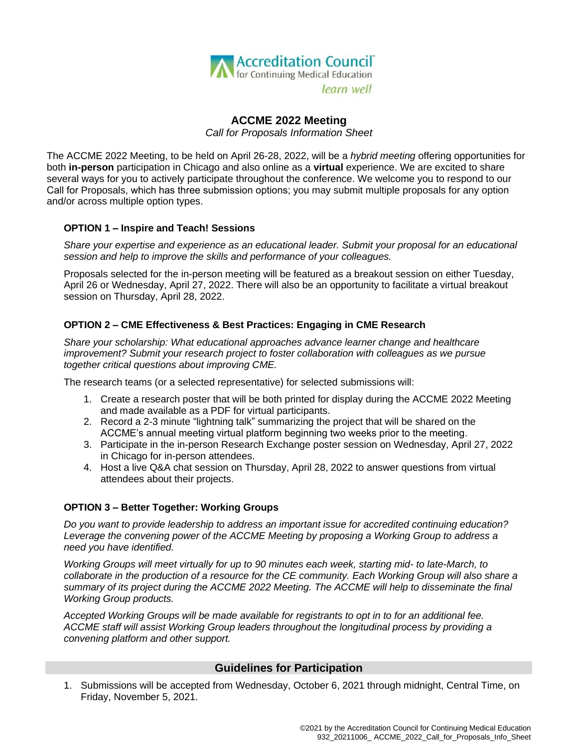Accreditation Council for Continuing Medical Education

*learn well*

# ACCME 2022 Meeting

*Call for Proposals Information Sheet*

The ACCME 2022 Meeting, to be held on April 26-28, 2022, will be a *hybrid meeting* offering opportunities for both **in-person** participation in Chicago and also online as a **virtual** experience. We are excited to share several ways for you to actively participate throughout the conference. We welcome you to respond to our Call for Proposals, which has three submission options; you may submit multiple proposals for any option and/or across multiple option types.

### OPTION 1 – Inspire and Teach! Sessions

*Share your expertise and experience as an educational leader. Submit your proposal for an educational session and help to improve the skills and performance of your colleagues.*

Proposals selected for the in-person meeting will be featured as a breakout session on either Tuesday, April 26 or Wednesday, April 27, 2022. There will also be an opportunity to facilitate a virtual breakout session on Thursday, April 28, 2022.

### OPTION 2 – CME Effectiveness & Best Practices: Engaging in CME Research

*Share your scholarship: What educational approaches advance learner change and healthcare improvement? Submit your research project to foster collaboration with colleagues as we pursue together critical questions about improving CME.*

The research teams (or a selected representative) for selected submissions will:

1. Create a research poster that will be both printed for display during the ACCME 2022 Meeting and made available as a PDF for virtual participants.
2. Record a 2-3 minute "lightning talk" summarizing the project that will be shared on the ACCME's annual meeting virtual platform beginning two weeks prior to the meeting.
3. Participate in the in-person Research Exchange poster session on Wednesday, April 27, 2022 in Chicago for in-person attendees.
4. Host a live Q&A chat session on Thursday, April 28, 2022 to answer questions from virtual attendees about their projects.

### OPTION 3 – Better Together: Working Groups

*Do you want to provide leadership to address an important issue for accredited continuing education? Leverage the convening power of the ACCME Meeting by proposing a Working Group to address a need you have identified.*

*Working Groups will meet virtually for up to 90 minutes each week, starting mid- to late-March, to collaborate in the production of a resource for the CE community. Each Working Group will also share a summary of its project during the ACCME 2022 Meeting. The ACCME will help to disseminate the final Working Group products.*

*Accepted Working Groups will be made available for registrants to opt in to for an additional fee. ACCME staff will assist Working Group leaders throughout the longitudinal process by providing a convening platform and other support.*

## Guidelines for Participation

1. Submissions will be accepted from Wednesday, October 6, 2021 through midnight, Central Time, on Friday, November 5, 2021.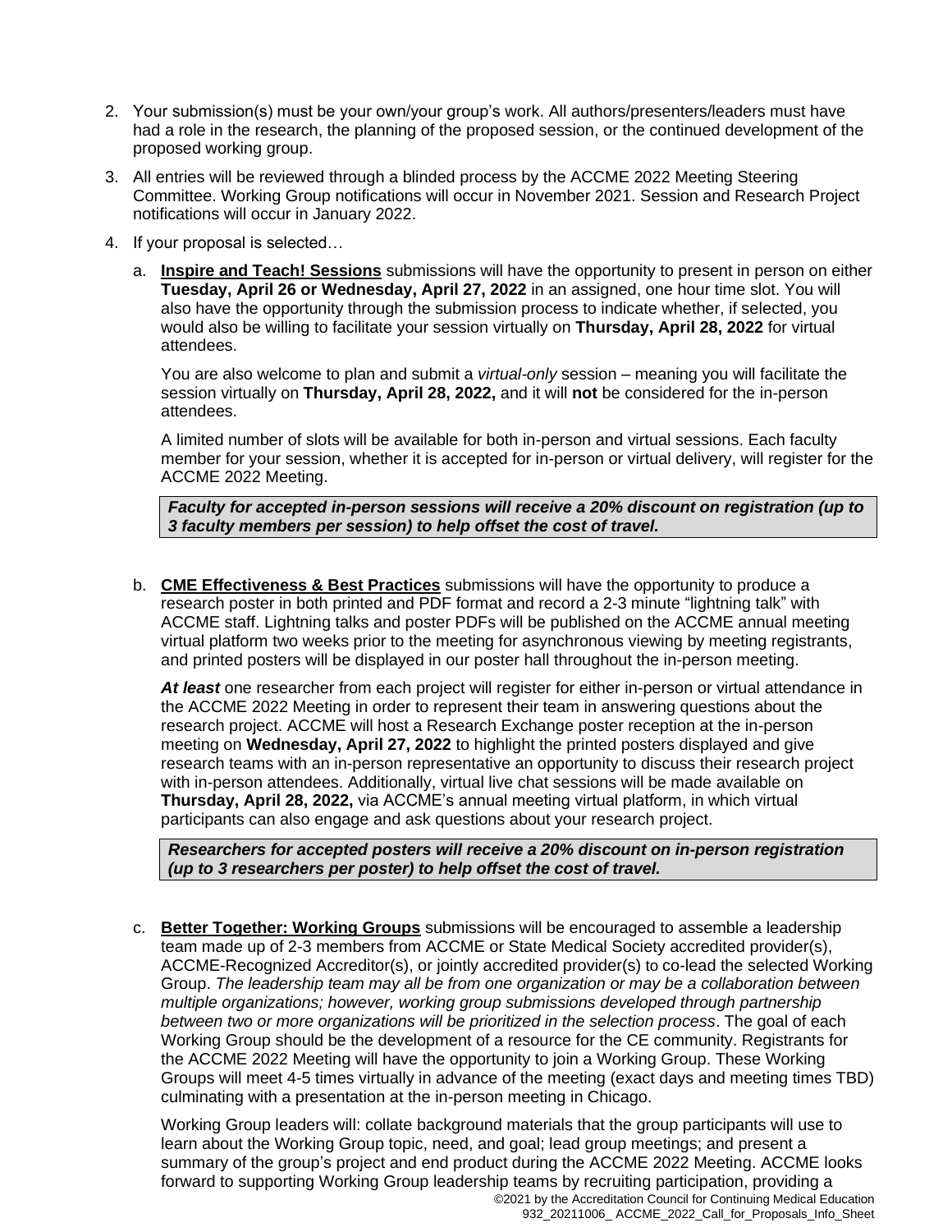2. Your submission(s) must be your own/your group's work. All authors/presenters/leaders must have had a role in the research, the planning of the proposed session, or the continued development of the proposed working group.

3. All entries will be reviewed through a blinded process by the ACCME 2022 Meeting Steering Committee. Working Group notifications will occur in November 2021. Session and Research Project notifications will occur in January 2022.

4. If your proposal is selected…

   a. **Inspire and Teach! Sessions** submissions will have the opportunity to present in person on either **Tuesday, April 26 or Wednesday, April 27, 2022** in an assigned, one hour time slot. You will also have the opportunity through the submission process to indicate whether, if selected, you would also be willing to facilitate your session virtually on **Thursday, April 28, 2022** for virtual attendees.

      You are also welcome to plan and submit a *virtual-only* session – meaning you will facilitate the session virtually on **Thursday, April 28, 2022,** and it will **not** be considered for the in-person attendees.

      A limited number of slots will be available for both in-person and virtual sessions. Each faculty member for your session, whether it is accepted for in-person or virtual delivery, will register for the ACCME 2022 Meeting.

      ***Faculty for accepted in-person sessions will receive a 20% discount on registration (up to 3 faculty members per session) to help offset the cost of travel.***

   b. **CME Effectiveness & Best Practices** submissions will have the opportunity to produce a research poster in both printed and PDF format and record a 2-3 minute "lightning talk" with ACCME staff. Lightning talks and poster PDFs will be published on the ACCME annual meeting virtual platform two weeks prior to the meeting for asynchronous viewing by meeting registrants, and printed posters will be displayed in our poster hall throughout the in-person meeting.

      ***At least*** one researcher from each project will register for either in-person or virtual attendance in the ACCME 2022 Meeting in order to represent their team in answering questions about the research project. ACCME will host a Research Exchange poster reception at the in-person meeting on **Wednesday, April 27, 2022** to highlight the printed posters displayed and give research teams with an in-person representative an opportunity to discuss their research project with in-person attendees. Additionally, virtual live chat sessions will be made available on **Thursday, April 28, 2022,** via ACCME's annual meeting virtual platform, in which virtual participants can also engage and ask questions about your research project.

      ***Researchers for accepted posters will receive a 20% discount on in-person registration (up to 3 researchers per poster) to help offset the cost of travel.***

   c. **Better Together: Working Groups** submissions will be encouraged to assemble a leadership team made up of 2-3 members from ACCME or State Medical Society accredited provider(s), ACCME-Recognized Accreditor(s), or jointly accredited provider(s) to co-lead the selected Working Group. *The leadership team may all be from one organization or may be a collaboration between multiple organizations; however, working group submissions developed through partnership between two or more organizations will be prioritized in the selection process*. The goal of each Working Group should be the development of a resource for the CE community. Registrants for the ACCME 2022 Meeting will have the opportunity to join a Working Group. These Working Groups will meet 4-5 times virtually in advance of the meeting (exact days and meeting times TBD) culminating with a presentation at the in-person meeting in Chicago.

      Working Group leaders will: collate background materials that the group participants will use to learn about the Working Group topic, need, and goal; lead group meetings; and present a summary of the group's project and end product during the ACCME 2022 Meeting. ACCME looks forward to supporting Working Group leadership teams by recruiting participation, providing a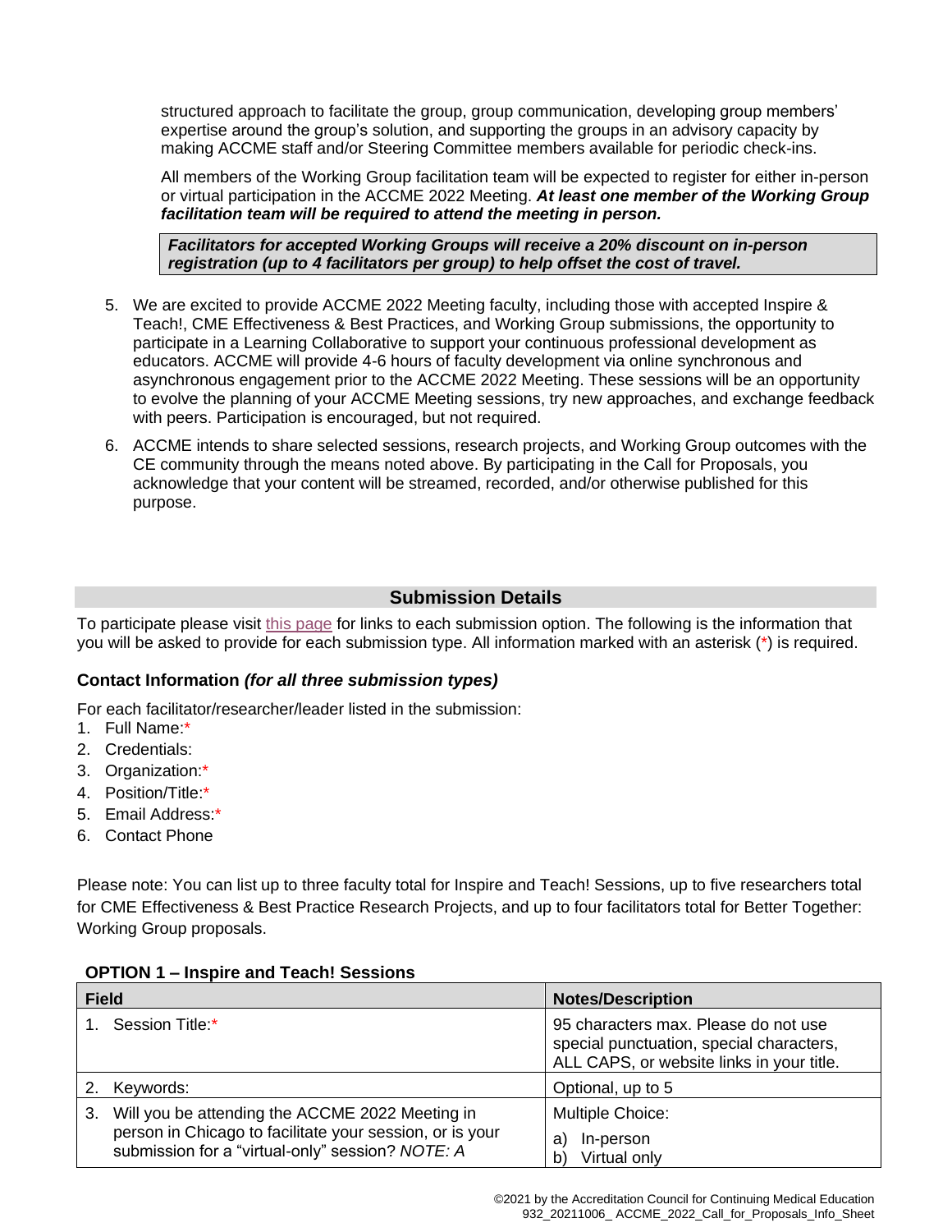structured approach to facilitate the group, group communication, developing group members' expertise around the group's solution, and supporting the groups in an advisory capacity by making ACCME staff and/or Steering Committee members available for periodic check-ins.

All members of the Working Group facilitation team will be expected to register for either in-person or virtual participation in the ACCME 2022 Meeting. ***At least one member of the Working Group facilitation team will be required to attend the meeting in person.***

> ***Facilitators for accepted Working Groups will receive a 20% discount on in-person registration (up to 4 facilitators per group) to help offset the cost of travel.***

5. We are excited to provide ACCME 2022 Meeting faculty, including those with accepted Inspire & Teach!, CME Effectiveness & Best Practices, and Working Group submissions, the opportunity to participate in a Learning Collaborative to support your continuous professional development as educators. ACCME will provide 4-6 hours of faculty development via online synchronous and asynchronous engagement prior to the ACCME 2022 Meeting. These sessions will be an opportunity to evolve the planning of your ACCME Meeting sessions, try new approaches, and exchange feedback with peers. Participation is encouraged, but not required.
6. ACCME intends to share selected sessions, research projects, and Working Group outcomes with the CE community through the means noted above. By participating in the Call for Proposals, you acknowledge that your content will be streamed, recorded, and/or otherwise published for this purpose.

## Submission Details

To participate please visit this page for links to each submission option. The following is the information that you will be asked to provide for each submission type. All information marked with an asterisk (*) is required.

### Contact Information *(for all three submission types)*

For each facilitator/researcher/leader listed in the submission:

1. Full Name:*
2. Credentials:
3. Organization:*
4. Position/Title:*
5. Email Address:*
6. Contact Phone

Please note: You can list up to three faculty total for Inspire and Teach! Sessions, up to five researchers total for CME Effectiveness & Best Practice Research Projects, and up to four facilitators total for Better Together: Working Group proposals.

**OPTION 1 – Inspire and Teach! Sessions**

| Field | Notes/Description |
|---|---|
| 1. Session Title:* | 95 characters max. Please do not use special punctuation, special characters, ALL CAPS, or website links in your title. |
| 2. Keywords: | Optional, up to 5 |
| 3. Will you be attending the ACCME 2022 Meeting in person in Chicago to facilitate your session, or is your submission for a "virtual-only" session? *NOTE: A* | Multiple Choice:<br>a) In-person<br>b) Virtual only |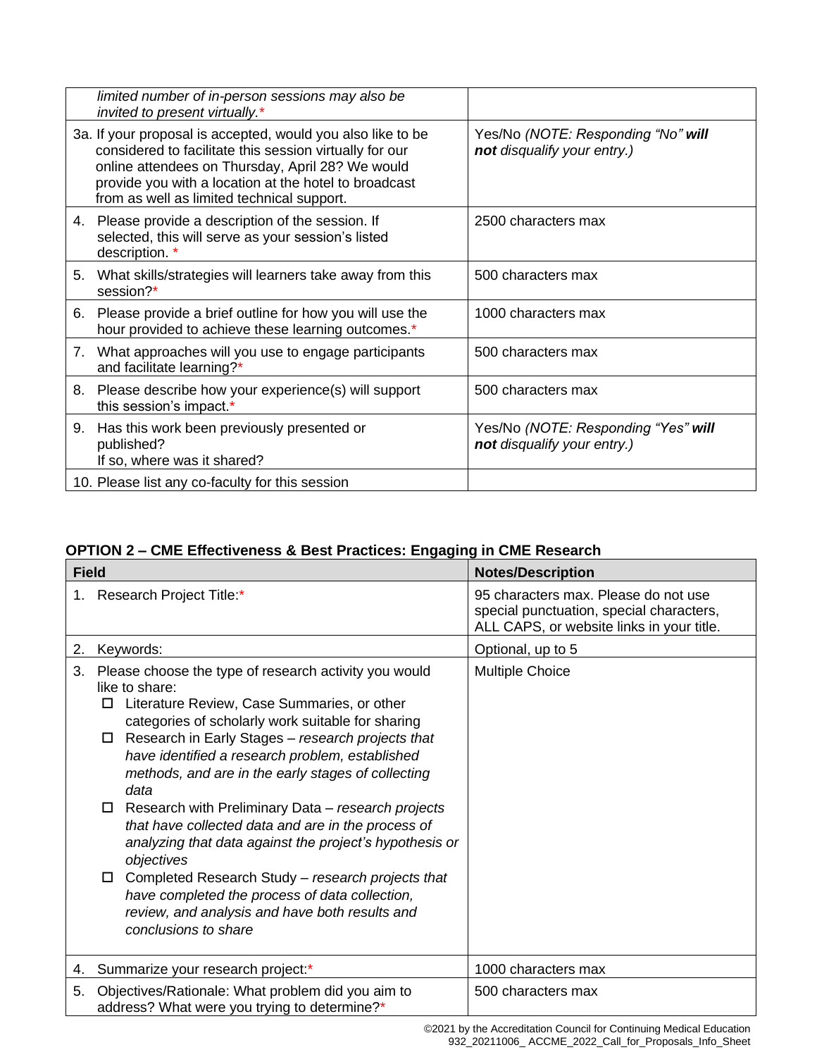| | |
|---|---|
| *limited number of in-person sessions may also be invited to present virtually.** | |
| 3a. If your proposal is accepted, would you also like to be considered to facilitate this session virtually for our online attendees on Thursday, April 28? We would provide you with a location at the hotel to broadcast from as well as limited technical support. | Yes/No *(NOTE: Responding "No"* ***will not*** *disqualify your entry.)* |
| 4. Please provide a description of the session. If selected, this will serve as your session's listed description. * | 2500 characters max |
| 5. What skills/strategies will learners take away from this session?* | 500 characters max |
| 6. Please provide a brief outline for how you will use the hour provided to achieve these learning outcomes.* | 1000 characters max |
| 7. What approaches will you use to engage participants and facilitate learning?* | 500 characters max |
| 8. Please describe how your experience(s) will support this session's impact.* | 500 characters max |
| 9. Has this work been previously presented or published? If so, where was it shared? | Yes/No *(NOTE: Responding "Yes"* ***will not*** *disqualify your entry.)* |
| 10. Please list any co-faculty for this session | |

**OPTION 2 – CME Effectiveness & Best Practices: Engaging in CME Research**

| Field | Notes/Description |
|---|---|
| 1. Research Project Title:* | 95 characters max. Please do not use special punctuation, special characters, ALL CAPS, or website links in your title. |
| 2. Keywords: | Optional, up to 5 |
| 3. Please choose the type of research activity you would like to share:<br>☐ Literature Review, Case Summaries, or other categories of scholarly work suitable for sharing<br>☐ Research in Early Stages – *research projects that have identified a research problem, established methods, and are in the early stages of collecting data*<br>☐ Research with Preliminary Data – *research projects that have collected data and are in the process of analyzing that data against the project's hypothesis or objectives*<br>☐ Completed Research Study – *research projects that have completed the process of data collection, review, and analysis and have both results and conclusions to share* | Multiple Choice |
| 4. Summarize your research project:* | 1000 characters max |
| 5. Objectives/Rationale: What problem did you aim to address? What were you trying to determine?* | 500 characters max |

©2021 by the Accreditation Council for Continuing Medical Education
932_20211006_ ACCME_2022_Call_for_Proposals_Info_Sheet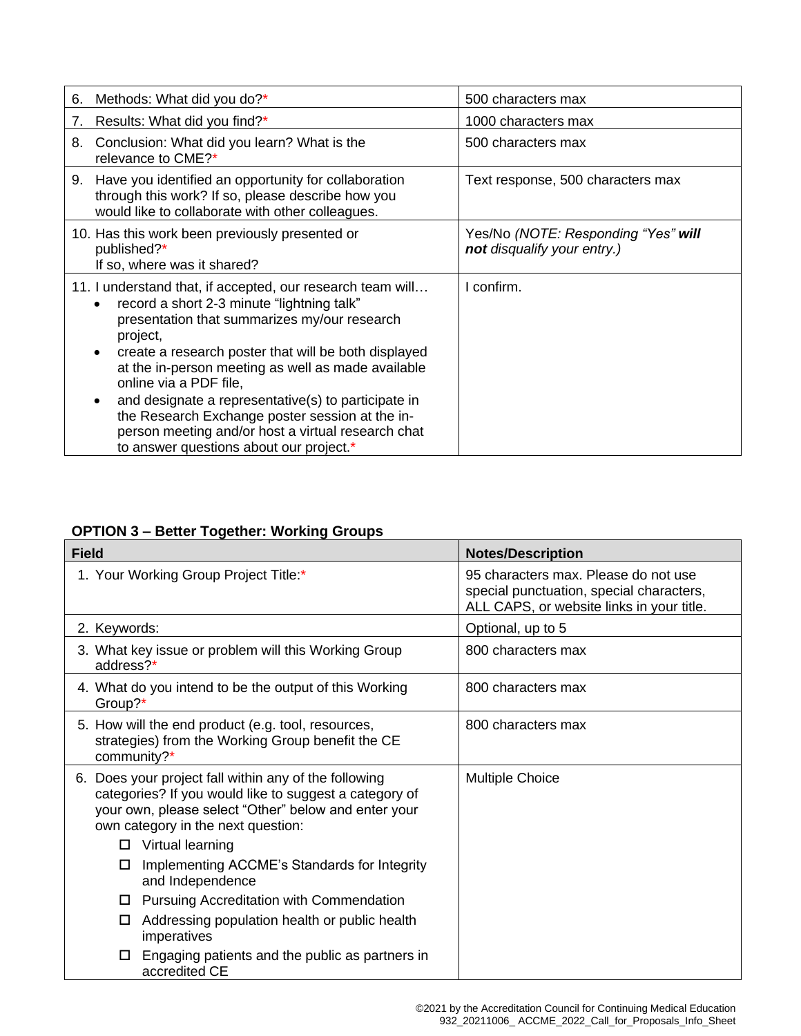| | |
|---|---|
| 6. Methods: What did you do?* | 500 characters max |
| 7. Results: What did you find?* | 1000 characters max |
| 8. Conclusion: What did you learn? What is the relevance to CME?* | 500 characters max |
| 9. Have you identified an opportunity for collaboration through this work? If so, please describe how you would like to collaborate with other colleagues. | Text response, 500 characters max |
| 10. Has this work been previously presented or published?* If so, where was it shared? | Yes/No *(NOTE: Responding "Yes" **will not** disqualify your entry.)* |
| 11. I understand that, if accepted, our research team will… <br>• record a short 2-3 minute "lightning talk" presentation that summarizes my/our research project, <br>• create a research poster that will be both displayed at the in-person meeting as well as made available online via a PDF file, <br>• and designate a representative(s) to participate in the Research Exchange poster session at the in-person meeting and/or host a virtual research chat to answer questions about our project.* | I confirm. |

**OPTION 3 – Better Together: Working Groups**

| Field | Notes/Description |
|---|---|
| 1. Your Working Group Project Title:* | 95 characters max. Please do not use special punctuation, special characters, ALL CAPS, or website links in your title. |
| 2. Keywords: | Optional, up to 5 |
| 3. What key issue or problem will this Working Group address?* | 800 characters max |
| 4. What do you intend to be the output of this Working Group?* | 800 characters max |
| 5. How will the end product (e.g. tool, resources, strategies) from the Working Group benefit the CE community?* | 800 characters max |
| 6. Does your project fall within any of the following categories? If you would like to suggest a category of your own, please select "Other" below and enter your own category in the next question: <br>☐ Virtual learning <br>☐ Implementing ACCME's Standards for Integrity and Independence <br>☐ Pursuing Accreditation with Commendation <br>☐ Addressing population health or public health imperatives <br>☐ Engaging patients and the public as partners in accredited CE | Multiple Choice |

©2021 by the Accreditation Council for Continuing Medical Education
932_20211006_ ACCME_2022_Call_for_Proposals_Info_Sheet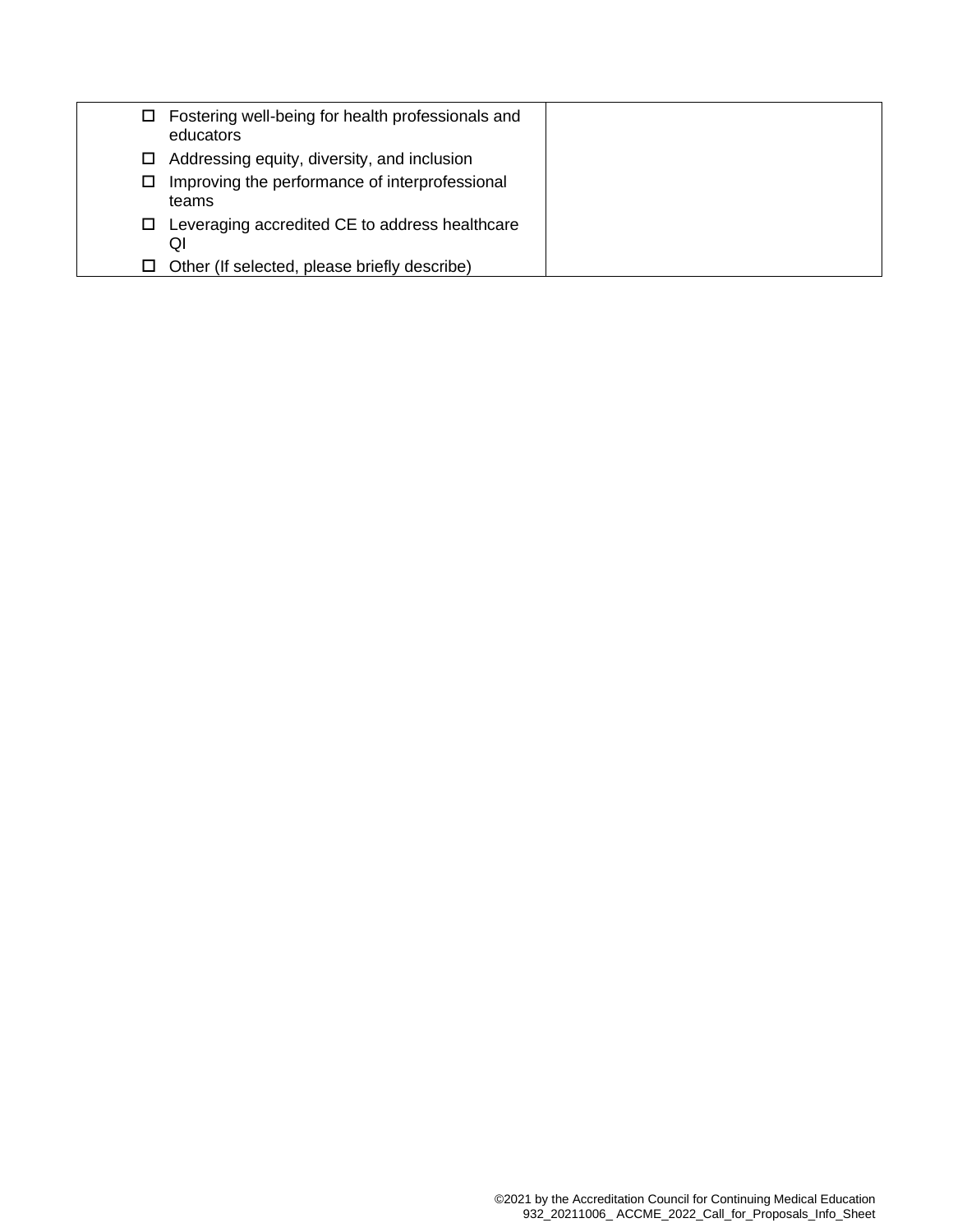| | |
|---|---|
| ☐ Fostering well-being for health professionals and educators<br>☐ Addressing equity, diversity, and inclusion<br>☐ Improving the performance of interprofessional teams<br>☐ Leveraging accredited CE to address healthcare QI<br>☐ Other (If selected, please briefly describe) | |

©2021 by the Accreditation Council for Continuing Medical Education
932_20211006_ ACCME_2022_Call_for_Proposals_Info_Sheet